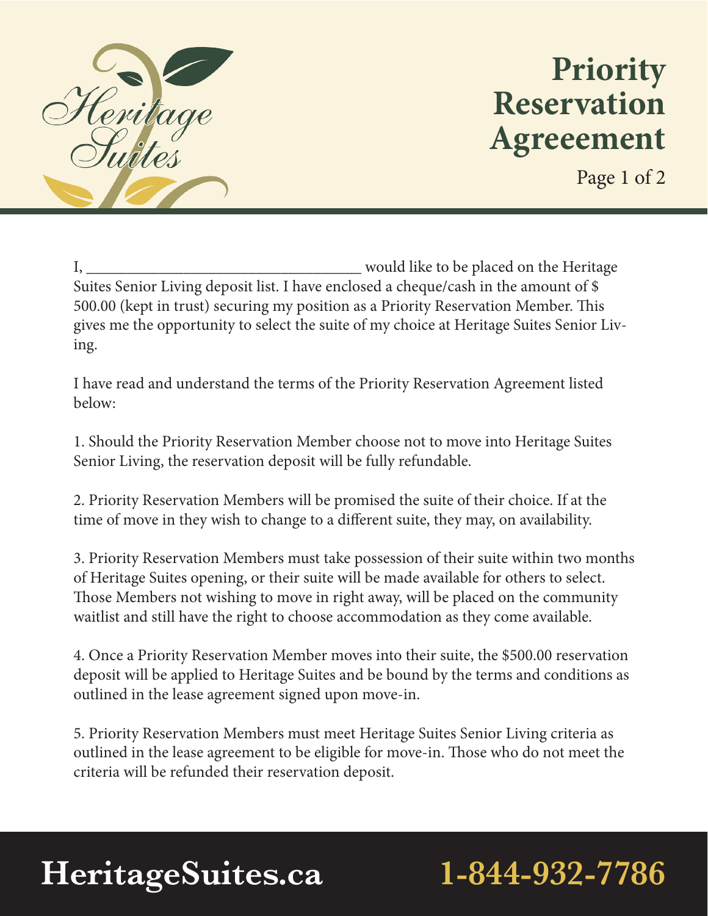Heritage Suites

# Priority Reservation Agreeement

I, ___________________________________ would like to be placed on the Heritage Suites Senior Living deposit list. I have enclosed a cheque/cash in the amount of $ 500.00 (kept in trust) securing my position as a Priority Reservation Member. This gives me the opportunity to select the suite of my choice at Heritage Suites Senior Living.

I have read and understand the terms of the Priority Reservation Agreement listed below:

1. Should the Priority Reservation Member choose not to move into Heritage Suites Senior Living, the reservation deposit will be fully refundable.

2. Priority Reservation Members will be promised the suite of their choice. If at the time of move in they wish to change to a different suite, they may, on availability.

3. Priority Reservation Members must take possession of their suite within two months of Heritage Suites opening, or their suite will be made available for others to select. Those Members not wishing to move in right away, will be placed on the community waitlist and still have the right to choose accommodation as they come available.

4. Once a Priority Reservation Member moves into their suite, the $500.00 reservation deposit will be applied to Heritage Suites and be bound by the terms and conditions as outlined in the lease agreement signed upon move-in.

5. Priority Reservation Members must meet Heritage Suites Senior Living criteria as outlined in the lease agreement to be eligible for move-in. Those who do not meet the criteria will be refunded their reservation deposit.

**HeritageSuites.ca** **1-844-932-7786**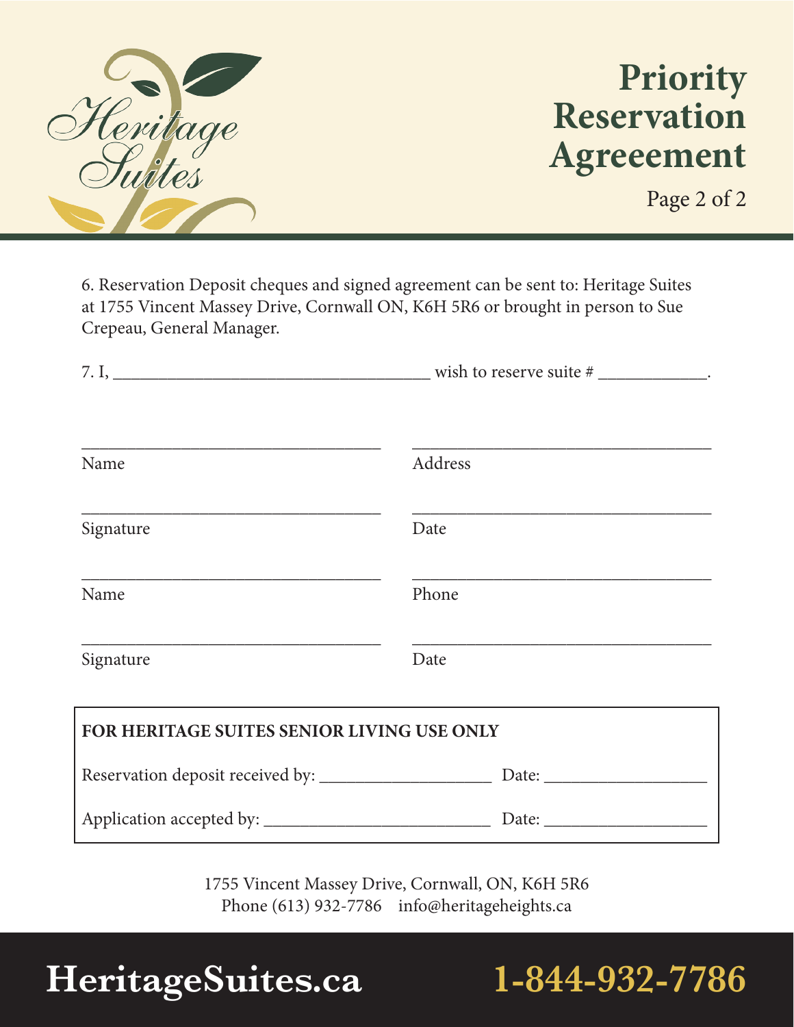Heritage Suites

# Priority Reservation Agreeement

6. Reservation Deposit cheques and signed agreement can be sent to: Heritage Suites at 1755 Vincent Massey Drive, Cornwall ON, K6H 5R6 or brought in person to Sue Crepeau, General Manager.

7. I, ___________________________________ wish to reserve suite # ____________.

| | |
|---|---|
| ______________________________ | ______________________________ |
| Name | Address |
| ______________________________ | ______________________________ |
| Signature | Date |
| ______________________________ | ______________________________ |
| Name | Phone |
| ______________________________ | ______________________________ |
| Signature | Date |

**FOR HERITAGE SUITES SENIOR LIVING USE ONLY**

Reservation deposit received by: ___________________ Date: _________________

Application accepted by: _________________________ Date: _________________

1755 Vincent Massey Drive, Cornwall, ON, K6H 5R6
Phone (613) 932-7786 info@heritageheights.ca

**HeritageSuites.ca** **1-844-932-7786**